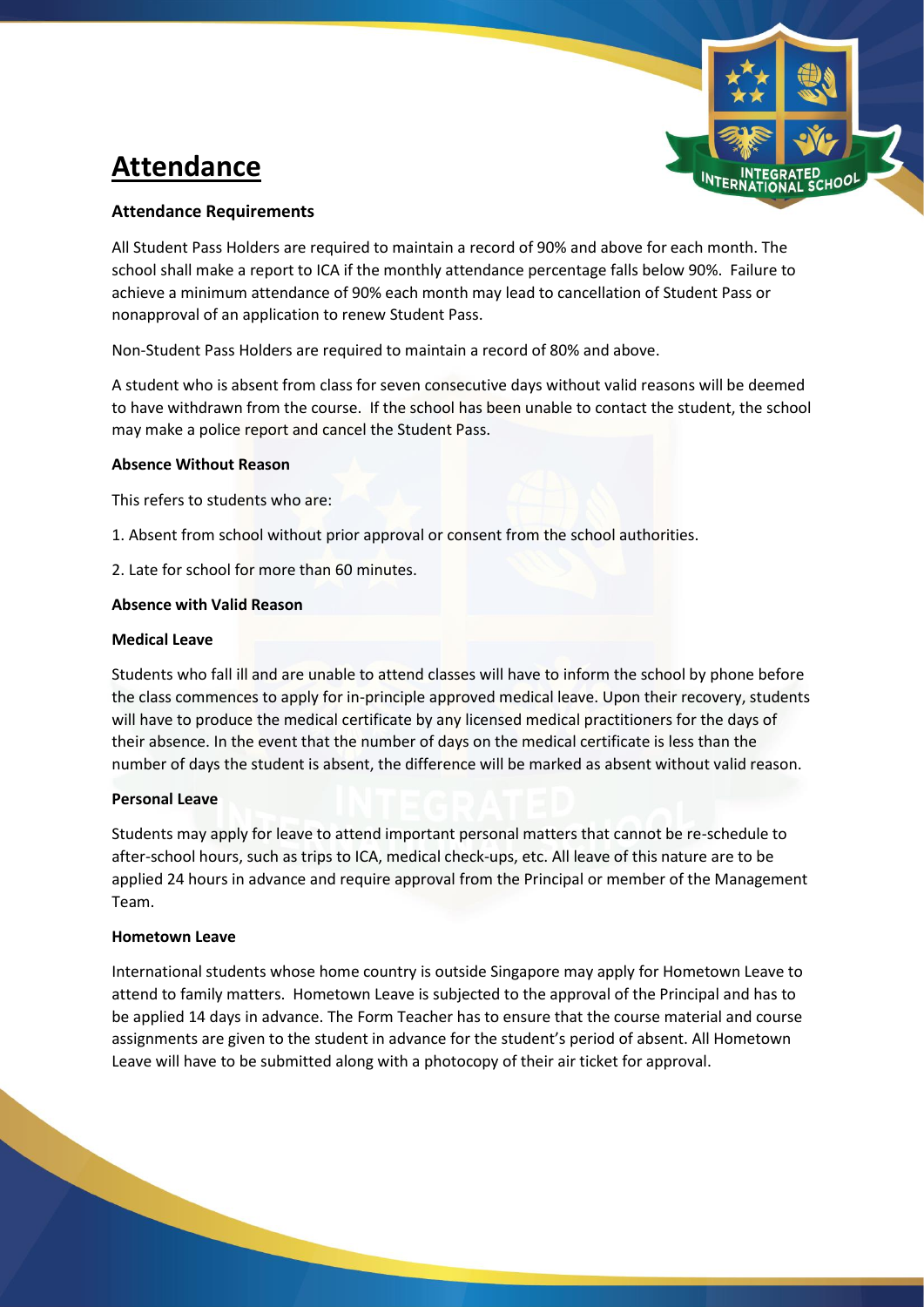# Attendance

### Attendance Requirements

All Student Pass Holders are required to maintain a record of 90% and above for each month. The school shall make a report to ICA if the monthly attendance percentage falls below 90%. Failure to achieve a minimum attendance of 90% each month may lead to cancellation of Student Pass or nonapproval of an application to renew Student Pass.

Non-Student Pass Holders are required to maintain a record of 80% and above.

A student who is absent from class for seven consecutive days without valid reasons will be deemed to have withdrawn from the course. If the school has been unable to contact the student, the school may make a police report and cancel the Student Pass.

### Absence Without Reason

This refers to students who are:

1. Absent from school without prior approval or consent from the school authorities.

2. Late for school for more than 60 minutes.

### Absence with Valid Reason

#### Medical Leave

Students who fall ill and are unable to attend classes will have to inform the school by phone before the class commences to apply for in-principle approved medical leave. Upon their recovery, students will have to produce the medical certificate by any licensed medical practitioners for the days of their absence. In the event that the number of days on the medical certificate is less than the number of days the student is absent, the difference will be marked as absent without valid reason.

#### Personal Leave

Students may apply for leave to attend important personal matters that cannot be re-schedule to after-school hours, such as trips to ICA, medical check-ups, etc. All leave of this nature are to be applied 24 hours in advance and require approval from the Principal or member of the Management Team.

#### Hometown Leave

International students whose home country is outside Singapore may apply for Hometown Leave to attend to family matters. Hometown Leave is subjected to the approval of the Principal and has to be applied 14 days in advance. The Form Teacher has to ensure that the course material and course assignments are given to the student in advance for the student's period of absent. All Hometown Leave will have to be submitted along with a photocopy of their air ticket for approval.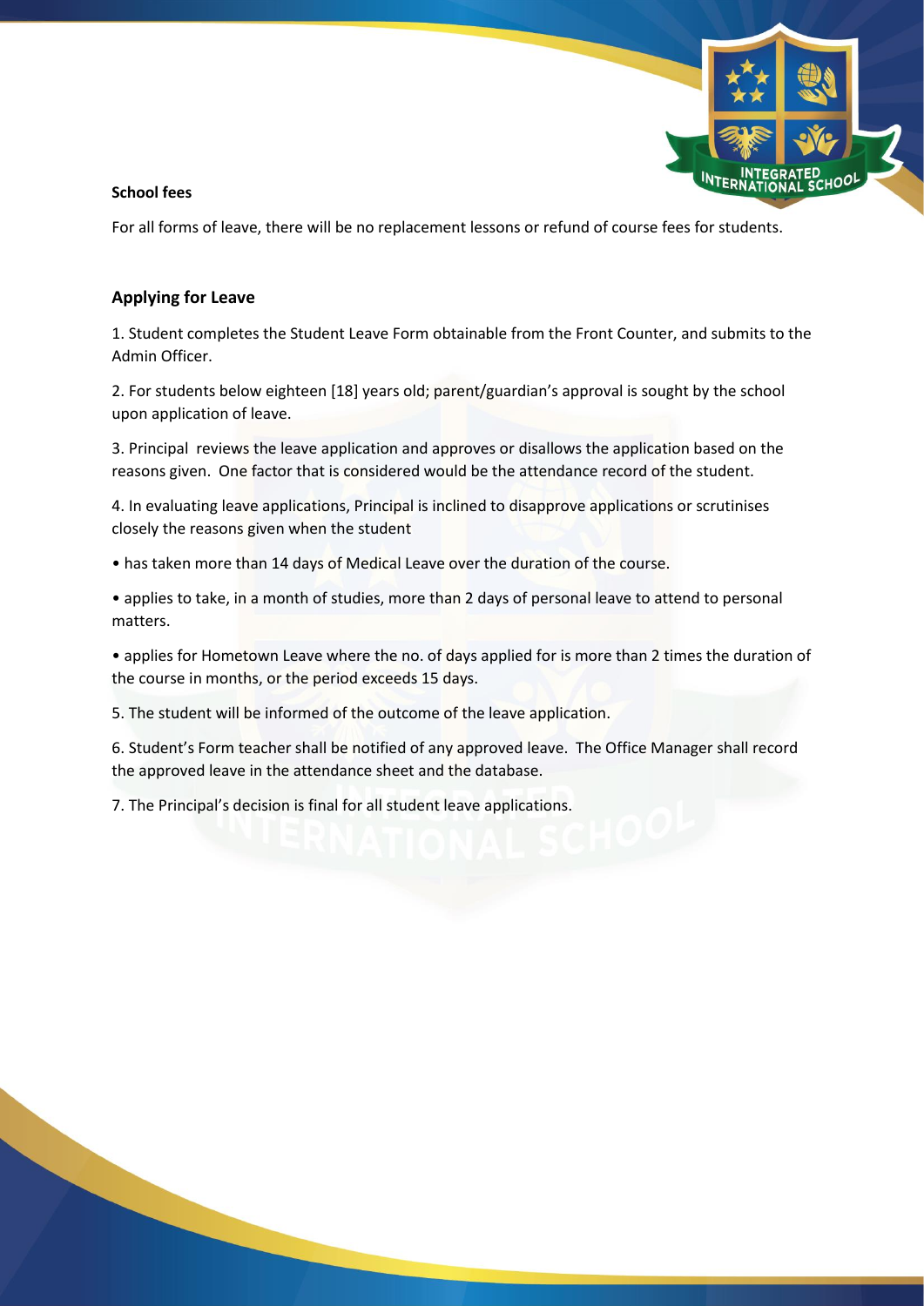**School fees**

For all forms of leave, there will be no replacement lessons or refund of course fees for students.

## Applying for Leave

1. Student completes the Student Leave Form obtainable from the Front Counter, and submits to the Admin Officer.

2. For students below eighteen [18] years old; parent/guardian's approval is sought by the school upon application of leave.

3. Principal reviews the leave application and approves or disallows the application based on the reasons given. One factor that is considered would be the attendance record of the student.

4. In evaluating leave applications, Principal is inclined to disapprove applications or scrutinises closely the reasons given when the student

- has taken more than 14 days of Medical Leave over the duration of the course.
- applies to take, in a month of studies, more than 2 days of personal leave to attend to personal matters.
- applies for Hometown Leave where the no. of days applied for is more than 2 times the duration of the course in months, or the period exceeds 15 days.

5. The student will be informed of the outcome of the leave application.

6. Student's Form teacher shall be notified of any approved leave. The Office Manager shall record the approved leave in the attendance sheet and the database.

7. The Principal's decision is final for all student leave applications.